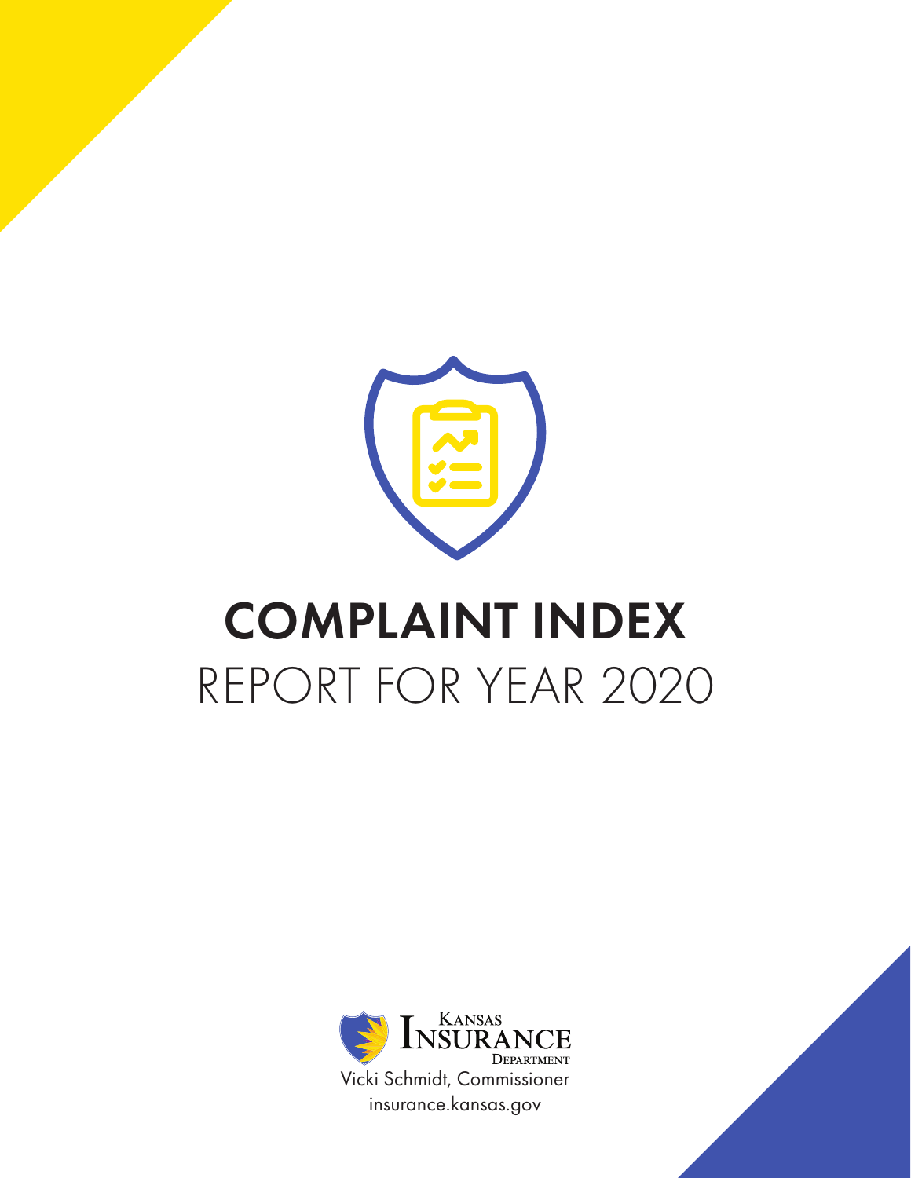# COMPLAINT INDEX

## REPORT FOR YEAR 2020

Kansas Insurance Department

Vicki Schmidt, Commissioner

insurance.kansas.gov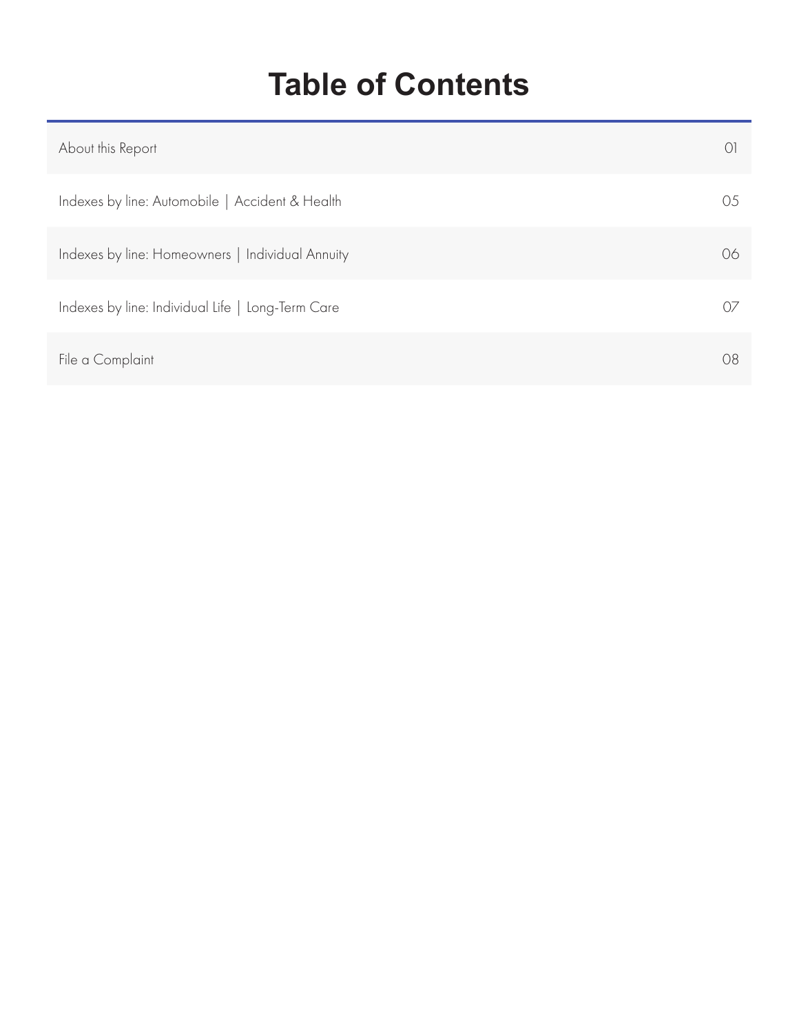# Table of Contents

| | |
|---|---|
| About this Report | 01 |
| Indexes by line: Automobile \| Accident & Health | 05 |
| Indexes by line: Homeowners \| Individual Annuity | 06 |
| Indexes by line: Individual Life \| Long-Term Care | 07 |
| File a Complaint | 08 |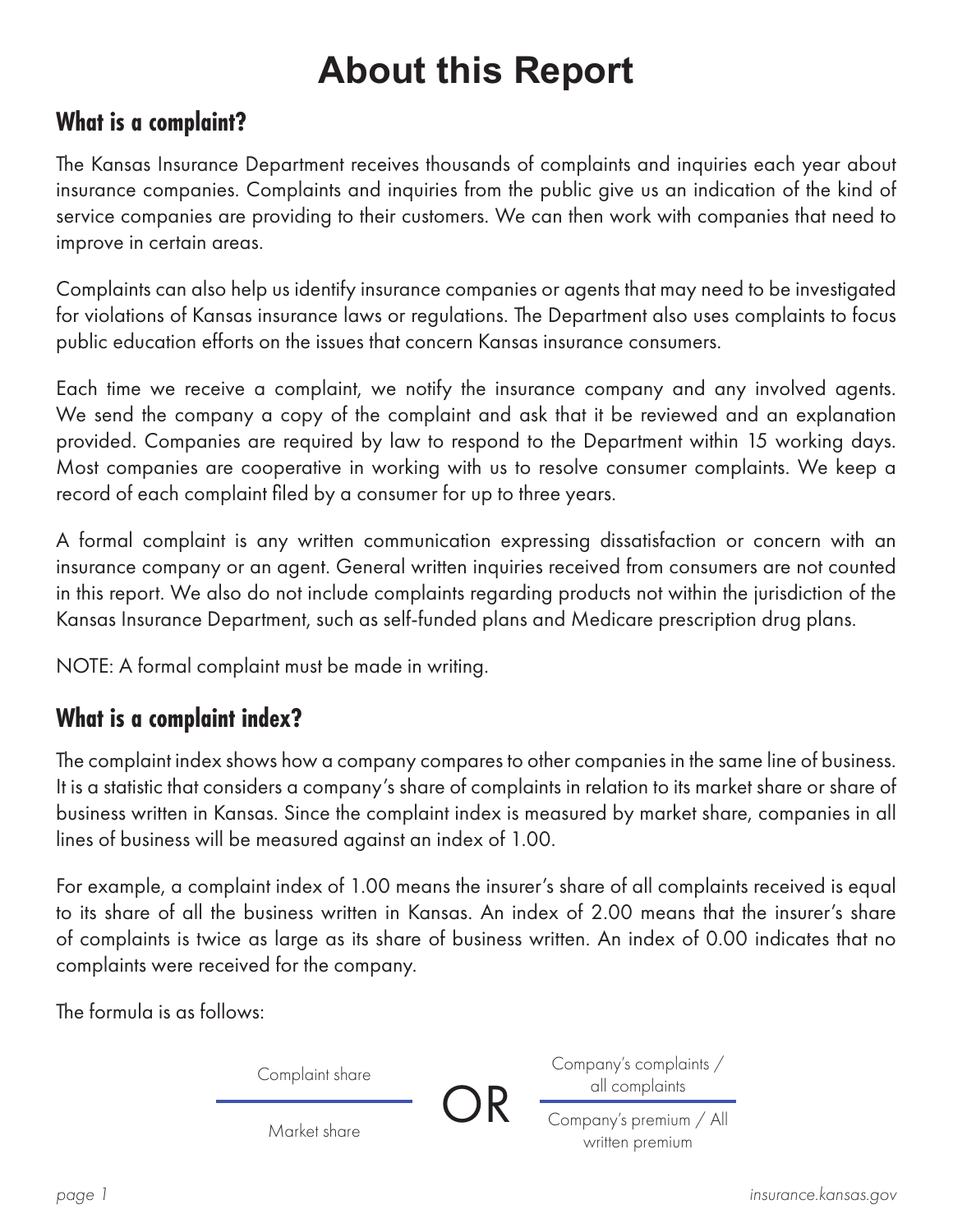# About this Report

## What is a complaint?

The Kansas Insurance Department receives thousands of complaints and inquiries each year about insurance companies. Complaints and inquiries from the public give us an indication of the kind of service companies are providing to their customers. We can then work with companies that need to improve in certain areas.

Complaints can also help us identify insurance companies or agents that may need to be investigated for violations of Kansas insurance laws or regulations. The Department also uses complaints to focus public education efforts on the issues that concern Kansas insurance consumers.

Each time we receive a complaint, we notify the insurance company and any involved agents. We send the company a copy of the complaint and ask that it be reviewed and an explanation provided. Companies are required by law to respond to the Department within 15 working days. Most companies are cooperative in working with us to resolve consumer complaints. We keep a record of each complaint filed by a consumer for up to three years.

A formal complaint is any written communication expressing dissatisfaction or concern with an insurance company or an agent. General written inquiries received from consumers are not counted in this report. We also do not include complaints regarding products not within the jurisdiction of the Kansas Insurance Department, such as self-funded plans and Medicare prescription drug plans.

NOTE: A formal complaint must be made in writing.

## What is a complaint index?

The complaint index shows how a company compares to other companies in the same line of business. It is a statistic that considers a company's share of complaints in relation to its market share or share of business written in Kansas. Since the complaint index is measured by market share, companies in all lines of business will be measured against an index of 1.00.

For example, a complaint index of 1.00 means the insurer's share of all complaints received is equal to its share of all the business written in Kansas. An index of 2.00 means that the insurer's share of complaints is twice as large as its share of business written. An index of 0.00 indicates that no complaints were received for the company.

The formula is as follows:

$$\frac{\text{Complaint share}}{\text{Market share}} \quad \text{OR} \quad \frac{\text{Company's complaints / all complaints}}{\text{Company's premium / All written premium}}$$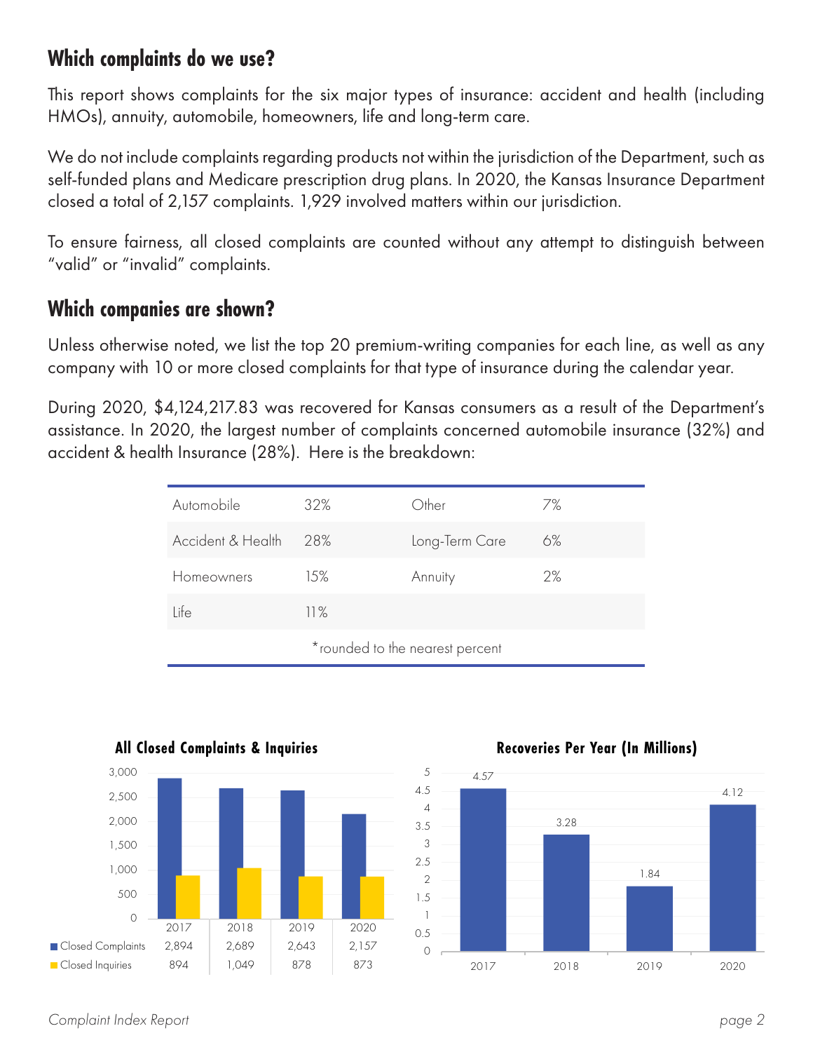## Which complaints do we use?

This report shows complaints for the six major types of insurance: accident and health (including HMOs), annuity, automobile, homeowners, life and long-term care.

We do not include complaints regarding products not within the jurisdiction of the Department, such as self-funded plans and Medicare prescription drug plans. In 2020, the Kansas Insurance Department closed a total of 2,157 complaints. 1,929 involved matters within our jurisdiction.

To ensure fairness, all closed complaints are counted without any attempt to distinguish between "valid" or "invalid" complaints.

## Which companies are shown?

Unless otherwise noted, we list the top 20 premium-writing companies for each line, as well as any company with 10 or more closed complaints for that type of insurance during the calendar year.

During 2020, $4,124,217.83 was recovered for Kansas consumers as a result of the Department's assistance. In 2020, the largest number of complaints concerned automobile insurance (32%) and accident & health Insurance (28%). Here is the breakdown:

| | | | |
|---|---|---|---|
| Automobile | 32% | Other | 7% |
| Accident & Health | 28% | Long-Term Care | 6% |
| Homeowners | 15% | Annuity | 2% |
| Life | 11% | | |

*rounded to the nearest percent

**All Closed Complaints & Inquiries**

3,000
2,500
2,000
1,500
1,000
500
0

2017 2018 2019 2020

Closed Complaints 2,894 2,689 2,643 2,157

Closed Inquiries 894 1,049 878 873

**Recoveries Per Year (In Millions)**

5
4.5
4
3.5
3
2.5
2
1.5
1
0.5
0

4.57 3.28 1.84 4.12

2017 2018 2019 2020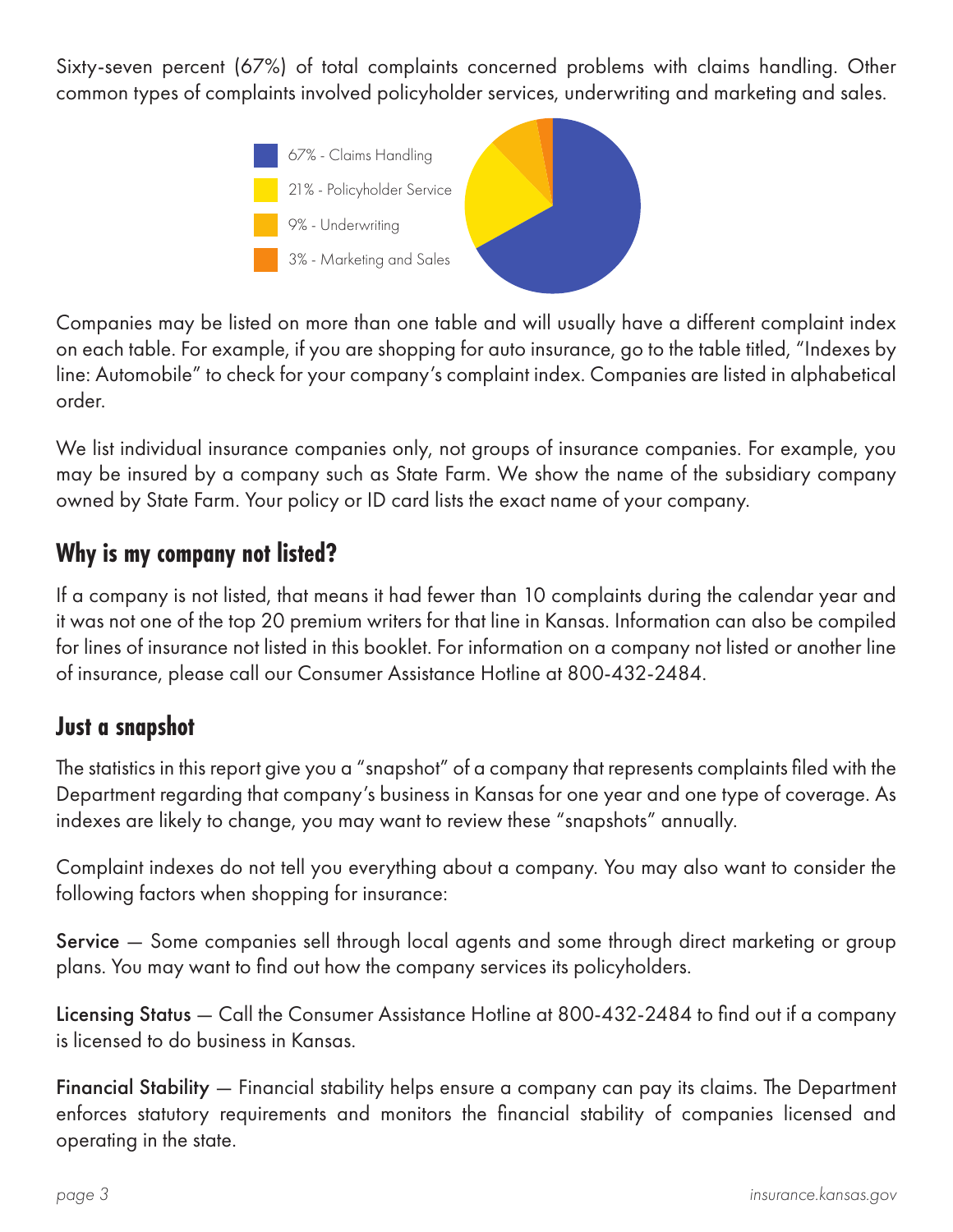Sixty-seven percent (67%) of total complaints concerned problems with claims handling. Other common types of complaints involved policyholder services, underwriting and marketing and sales.

67% - Claims Handling
21% - Policyholder Service
9% - Underwriting
3% - Marketing and Sales

Companies may be listed on more than one table and will usually have a different complaint index on each table. For example, if you are shopping for auto insurance, go to the table titled, "Indexes by line: Automobile" to check for your company's complaint index. Companies are listed in alphabetical order.

We list individual insurance companies only, not groups of insurance companies. For example, you may be insured by a company such as State Farm. We show the name of the subsidiary company owned by State Farm. Your policy or ID card lists the exact name of your company.

## Why is my company not listed?

If a company is not listed, that means it had fewer than 10 complaints during the calendar year and it was not one of the top 20 premium writers for that line in Kansas. Information can also be compiled for lines of insurance not listed in this booklet. For information on a company not listed or another line of insurance, please call our Consumer Assistance Hotline at 800-432-2484.

## Just a snapshot

The statistics in this report give you a "snapshot" of a company that represents complaints filed with the Department regarding that company's business in Kansas for one year and one type of coverage. As indexes are likely to change, you may want to review these "snapshots" annually.

Complaint indexes do not tell you everything about a company. You may also want to consider the following factors when shopping for insurance:

Service — Some companies sell through local agents and some through direct marketing or group plans. You may want to find out how the company services its policyholders.

Licensing Status — Call the Consumer Assistance Hotline at 800-432-2484 to find out if a company is licensed to do business in Kansas.

Financial Stability — Financial stability helps ensure a company can pay its claims. The Department enforces statutory requirements and monitors the financial stability of companies licensed and operating in the state.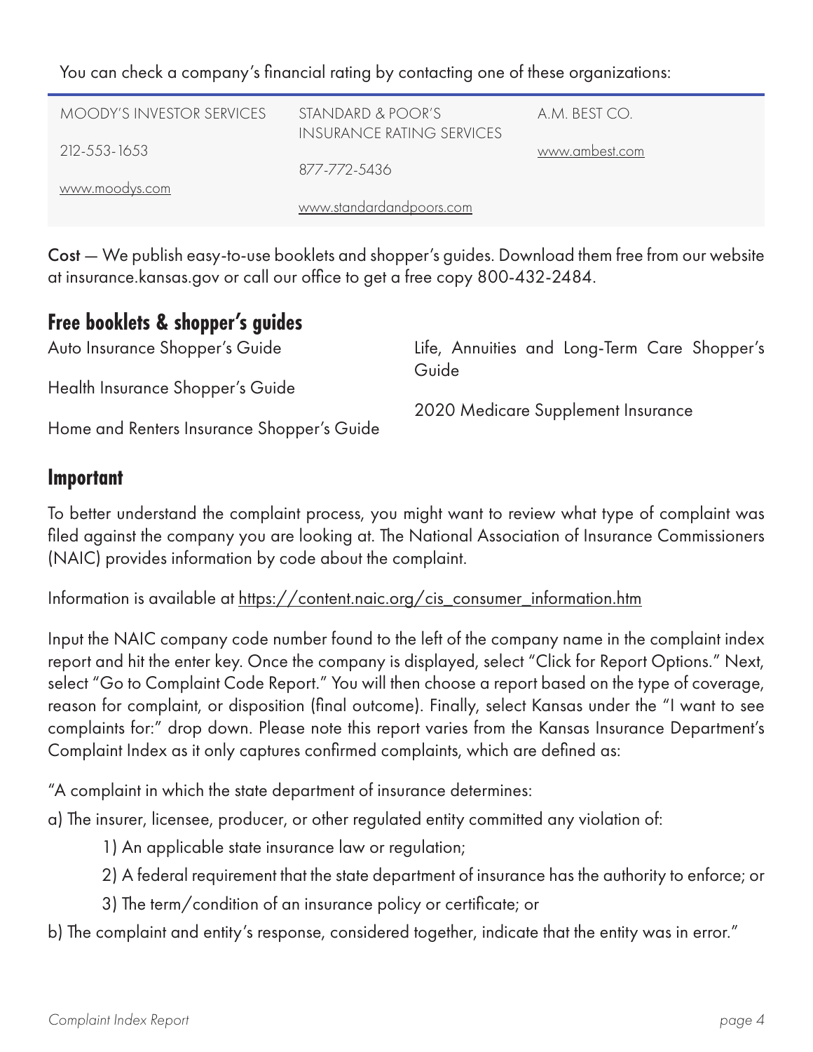You can check a company's financial rating by contacting one of these organizations:

| | | |
|---|---|---|
| MOODY'S INVESTOR SERVICES | STANDARD & POOR'S INSURANCE RATING SERVICES | A.M. BEST CO. |
| 212-553-1653 | 877-772-5436 | www.ambest.com |
| www.moodys.com | www.standardandpoors.com | |

**Cost** — We publish easy-to-use booklets and shopper's guides. Download them free from our website at insurance.kansas.gov or call our office to get a free copy 800-432-2484.

## Free booklets & shopper's guides

Auto Insurance Shopper's Guide

Health Insurance Shopper's Guide

Home and Renters Insurance Shopper's Guide

Life, Annuities and Long-Term Care Shopper's Guide

2020 Medicare Supplement Insurance

## Important

To better understand the complaint process, you might want to review what type of complaint was filed against the company you are looking at. The National Association of Insurance Commissioners (NAIC) provides information by code about the complaint.

Information is available at https://content.naic.org/cis_consumer_information.htm

Input the NAIC company code number found to the left of the company name in the complaint index report and hit the enter key. Once the company is displayed, select "Click for Report Options." Next, select "Go to Complaint Code Report." You will then choose a report based on the type of coverage, reason for complaint, or disposition (final outcome). Finally, select Kansas under the "I want to see complaints for:" drop down. Please note this report varies from the Kansas Insurance Department's Complaint Index as it only captures confirmed complaints, which are defined as:

"A complaint in which the state department of insurance determines:

a) The insurer, licensee, producer, or other regulated entity committed any violation of:

1) An applicable state insurance law or regulation;

2) A federal requirement that the state department of insurance has the authority to enforce; or

3) The term/condition of an insurance policy or certificate; or

b) The complaint and entity's response, considered together, indicate that the entity was in error."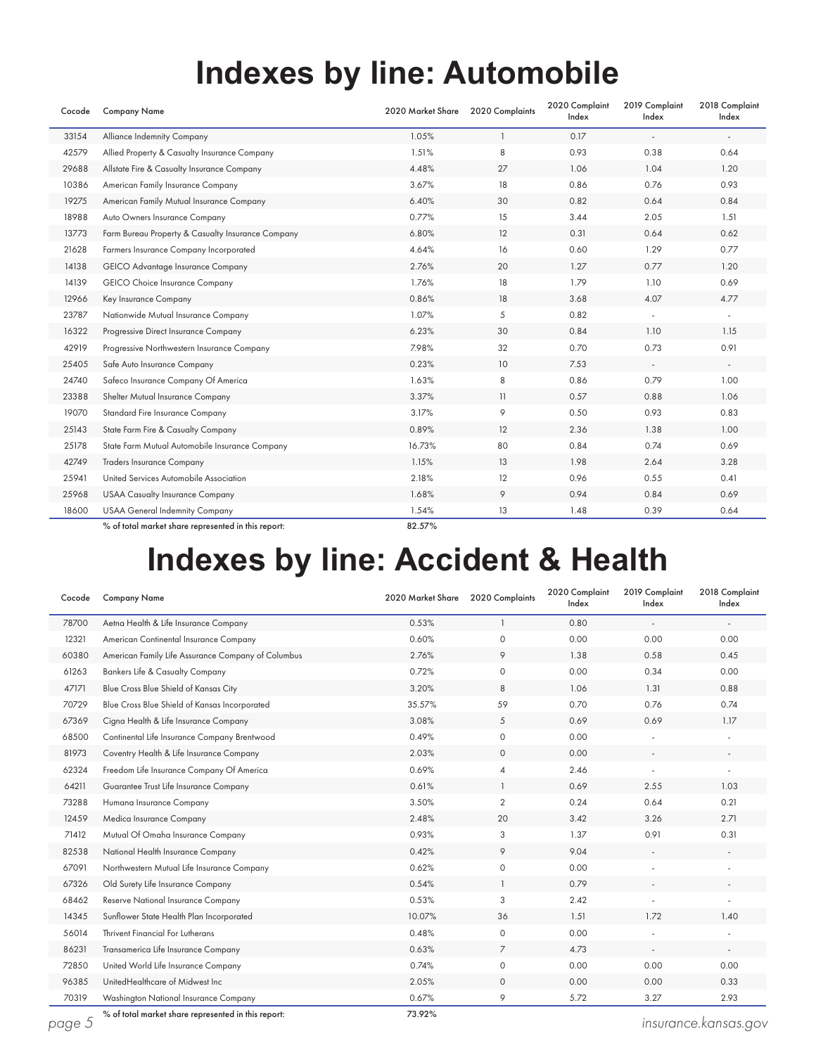# Indexes by line: Automobile

| Cocode | Company Name | 2020 Market Share | 2020 Complaints | 2020 Complaint Index | 2019 Complaint Index | 2018 Complaint Index |
|---|---|---|---|---|---|---|
| 33154 | Alliance Indemnity Company | 1.05% | 1 | 0.17 | - | - |
| 42579 | Allied Property & Casualty Insurance Company | 1.51% | 8 | 0.93 | 0.38 | 0.64 |
| 29688 | Allstate Fire & Casualty Insurance Company | 4.48% | 27 | 1.06 | 1.04 | 1.20 |
| 10386 | American Family Insurance Company | 3.67% | 18 | 0.86 | 0.76 | 0.93 |
| 19275 | American Family Mutual Insurance Company | 6.40% | 30 | 0.82 | 0.64 | 0.84 |
| 18988 | Auto Owners Insurance Company | 0.77% | 15 | 3.44 | 2.05 | 1.51 |
| 13773 | Farm Bureau Property & Casualty Insurance Company | 6.80% | 12 | 0.31 | 0.64 | 0.62 |
| 21628 | Farmers Insurance Company Incorporated | 4.64% | 16 | 0.60 | 1.29 | 0.77 |
| 14138 | GEICO Advantage Insurance Company | 2.76% | 20 | 1.27 | 0.77 | 1.20 |
| 14139 | GEICO Choice Insurance Company | 1.76% | 18 | 1.79 | 1.10 | 0.69 |
| 12966 | Key Insurance Company | 0.86% | 18 | 3.68 | 4.07 | 4.77 |
| 23787 | Nationwide Mutual Insurance Company | 1.07% | 5 | 0.82 | - | - |
| 16322 | Progressive Direct Insurance Company | 6.23% | 30 | 0.84 | 1.10 | 1.15 |
| 42919 | Progressive Northwestern Insurance Company | 7.98% | 32 | 0.70 | 0.73 | 0.91 |
| 25405 | Safe Auto Insurance Company | 0.23% | 10 | 7.53 | - | - |
| 24740 | Safeco Insurance Company Of America | 1.63% | 8 | 0.86 | 0.79 | 1.00 |
| 23388 | Shelter Mutual Insurance Company | 3.37% | 11 | 0.57 | 0.88 | 1.06 |
| 19070 | Standard Fire Insurance Company | 3.17% | 9 | 0.50 | 0.93 | 0.83 |
| 25143 | State Farm Fire & Casualty Company | 0.89% | 12 | 2.36 | 1.38 | 1.00 |
| 25178 | State Farm Mutual Automobile Insurance Company | 16.73% | 80 | 0.84 | 0.74 | 0.69 |
| 42749 | Traders Insurance Company | 1.15% | 13 | 1.98 | 2.64 | 3.28 |
| 25941 | United Services Automobile Association | 2.18% | 12 | 0.96 | 0.55 | 0.41 |
| 25968 | USAA Casualty Insurance Company | 1.68% | 9 | 0.94 | 0.84 | 0.69 |
| 18600 | USAA General Indemnity Company | 1.54% | 13 | 1.48 | 0.39 | 0.64 |
| | % of total market share represented in this report: | 82.57% | | | | |

# Indexes by line: Accident & Health

| Cocode | Company Name | 2020 Market Share | 2020 Complaints | 2020 Complaint Index | 2019 Complaint Index | 2018 Complaint Index |
|---|---|---|---|---|---|---|
| 78700 | Aetna Health & Life Insurance Company | 0.53% | 1 | 0.80 | - | - |
| 12321 | American Continental Insurance Company | 0.60% | 0 | 0.00 | 0.00 | 0.00 |
| 60380 | American Family Life Assurance Company of Columbus | 2.76% | 9 | 1.38 | 0.58 | 0.45 |
| 61263 | Bankers Life & Casualty Company | 0.72% | 0 | 0.00 | 0.34 | 0.00 |
| 47171 | Blue Cross Blue Shield of Kansas City | 3.20% | 8 | 1.06 | 1.31 | 0.88 |
| 70729 | Blue Cross Blue Shield of Kansas Incorporated | 35.57% | 59 | 0.70 | 0.76 | 0.74 |
| 67369 | Cigna Health & Life Insurance Company | 3.08% | 5 | 0.69 | 0.69 | 1.17 |
| 68500 | Continental Life Insurance Company Brentwood | 0.49% | 0 | 0.00 | - | - |
| 81973 | Coventry Health & Life Insurance Company | 2.03% | 0 | 0.00 | - | - |
| 62324 | Freedom Life Insurance Company Of America | 0.69% | 4 | 2.46 | - | - |
| 64211 | Guarantee Trust Life Insurance Company | 0.61% | 1 | 0.69 | 2.55 | 1.03 |
| 73288 | Humana Insurance Company | 3.50% | 2 | 0.24 | 0.64 | 0.21 |
| 12459 | Medica Insurance Company | 2.48% | 20 | 3.42 | 3.26 | 2.71 |
| 71412 | Mutual Of Omaha Insurance Company | 0.93% | 3 | 1.37 | 0.91 | 0.31 |
| 82538 | National Health Insurance Company | 0.42% | 9 | 9.04 | - | - |
| 67091 | Northwestern Mutual Life Insurance Company | 0.62% | 0 | 0.00 | - | - |
| 67326 | Old Surety Life Insurance Company | 0.54% | 1 | 0.79 | - | - |
| 68462 | Reserve National Insurance Company | 0.53% | 3 | 2.42 | - | - |
| 14345 | Sunflower State Health Plan Incorporated | 10.07% | 36 | 1.51 | 1.72 | 1.40 |
| 56014 | Thrivent Financial For Lutherans | 0.48% | 0 | 0.00 | - | - |
| 86231 | Transamerica Life Insurance Company | 0.63% | 7 | 4.73 | - | - |
| 72850 | United World Life Insurance Company | 0.74% | 0 | 0.00 | 0.00 | 0.00 |
| 96385 | UnitedHealthcare of Midwest Inc | 2.05% | 0 | 0.00 | 0.00 | 0.33 |
| 70319 | Washington National Insurance Company | 0.67% | 9 | 5.72 | 3.27 | 2.93 |
| | % of total market share represented in this report: | 73.92% | | | | |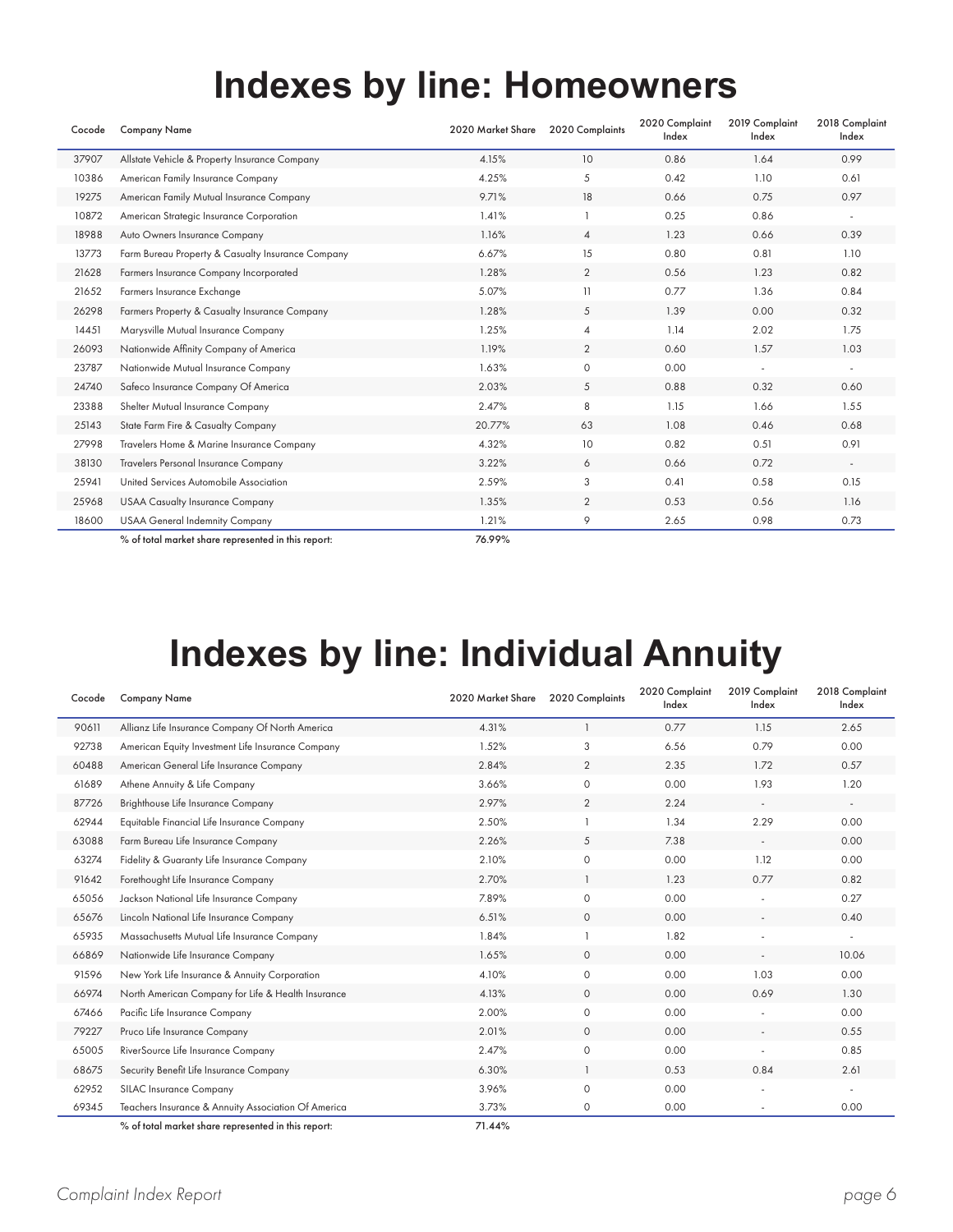# Indexes by line: Homeowners

| Cocode | Company Name | 2020 Market Share | 2020 Complaints | 2020 Complaint Index | 2019 Complaint Index | 2018 Complaint Index |
|---|---|---|---|---|---|---|
| 37907 | Allstate Vehicle & Property Insurance Company | 4.15% | 10 | 0.86 | 1.64 | 0.99 |
| 10386 | American Family Insurance Company | 4.25% | 5 | 0.42 | 1.10 | 0.61 |
| 19275 | American Family Mutual Insurance Company | 9.71% | 18 | 0.66 | 0.75 | 0.97 |
| 10872 | American Strategic Insurance Corporation | 1.41% | 1 | 0.25 | 0.86 | - |
| 18988 | Auto Owners Insurance Company | 1.16% | 4 | 1.23 | 0.66 | 0.39 |
| 13773 | Farm Bureau Property & Casualty Insurance Company | 6.67% | 15 | 0.80 | 0.81 | 1.10 |
| 21628 | Farmers Insurance Company Incorporated | 1.28% | 2 | 0.56 | 1.23 | 0.82 |
| 21652 | Farmers Insurance Exchange | 5.07% | 11 | 0.77 | 1.36 | 0.84 |
| 26298 | Farmers Property & Casualty Insurance Company | 1.28% | 5 | 1.39 | 0.00 | 0.32 |
| 14451 | Marysville Mutual Insurance Company | 1.25% | 4 | 1.14 | 2.02 | 1.75 |
| 26093 | Nationwide Affinity Company of America | 1.19% | 2 | 0.60 | 1.57 | 1.03 |
| 23787 | Nationwide Mutual Insurance Company | 1.63% | 0 | 0.00 | - | - |
| 24740 | Safeco Insurance Company Of America | 2.03% | 5 | 0.88 | 0.32 | 0.60 |
| 23388 | Shelter Mutual Insurance Company | 2.47% | 8 | 1.15 | 1.66 | 1.55 |
| 25143 | State Farm Fire & Casualty Company | 20.77% | 63 | 1.08 | 0.46 | 0.68 |
| 27998 | Travelers Home & Marine Insurance Company | 4.32% | 10 | 0.82 | 0.51 | 0.91 |
| 38130 | Travelers Personal Insurance Company | 3.22% | 6 | 0.66 | 0.72 | - |
| 25941 | United Services Automobile Association | 2.59% | 3 | 0.41 | 0.58 | 0.15 |
| 25968 | USAA Casualty Insurance Company | 1.35% | 2 | 0.53 | 0.56 | 1.16 |
| 18600 | USAA General Indemnity Company | 1.21% | 9 | 2.65 | 0.98 | 0.73 |
| | % of total market share represented in this report: | 76.99% | | | | |

# Indexes by line: Individual Annuity

| Cocode | Company Name | 2020 Market Share | 2020 Complaints | 2020 Complaint Index | 2019 Complaint Index | 2018 Complaint Index |
|---|---|---|---|---|---|---|
| 90611 | Allianz Life Insurance Company Of North America | 4.31% | 1 | 0.77 | 1.15 | 2.65 |
| 92738 | American Equity Investment Life Insurance Company | 1.52% | 3 | 6.56 | 0.79 | 0.00 |
| 60488 | American General Life Insurance Company | 2.84% | 2 | 2.35 | 1.72 | 0.57 |
| 61689 | Athene Annuity & Life Company | 3.66% | 0 | 0.00 | 1.93 | 1.20 |
| 87726 | Brighthouse Life Insurance Company | 2.97% | 2 | 2.24 | - | - |
| 62944 | Equitable Financial Life Insurance Company | 2.50% | 1 | 1.34 | 2.29 | 0.00 |
| 63088 | Farm Bureau Life Insurance Company | 2.26% | 5 | 7.38 | - | 0.00 |
| 63274 | Fidelity & Guaranty Life Insurance Company | 2.10% | 0 | 0.00 | 1.12 | 0.00 |
| 91642 | Forethought Life Insurance Company | 2.70% | 1 | 1.23 | 0.77 | 0.82 |
| 65056 | Jackson National Life Insurance Company | 7.89% | 0 | 0.00 | - | 0.27 |
| 65676 | Lincoln National Life Insurance Company | 6.51% | 0 | 0.00 | - | 0.40 |
| 65935 | Massachusetts Mutual Life Insurance Company | 1.84% | 1 | 1.82 | - | - |
| 66869 | Nationwide Life Insurance Company | 1.65% | 0 | 0.00 | - | 10.06 |
| 91596 | New York Life Insurance & Annuity Corporation | 4.10% | 0 | 0.00 | 1.03 | 0.00 |
| 66974 | North American Company for Life & Health Insurance | 4.13% | 0 | 0.00 | 0.69 | 1.30 |
| 67466 | Pacific Life Insurance Company | 2.00% | 0 | 0.00 | - | 0.00 |
| 79227 | Pruco Life Insurance Company | 2.01% | 0 | 0.00 | - | 0.55 |
| 65005 | RiverSource Life Insurance Company | 2.47% | 0 | 0.00 | - | 0.85 |
| 68675 | Security Benefit Life Insurance Company | 6.30% | 1 | 0.53 | 0.84 | 2.61 |
| 62952 | SILAC Insurance Company | 3.96% | 0 | 0.00 | - | - |
| 69345 | Teachers Insurance & Annuity Association Of America | 3.73% | 0 | 0.00 | - | 0.00 |
| | % of total market share represented in this report: | 71.44% | | | | |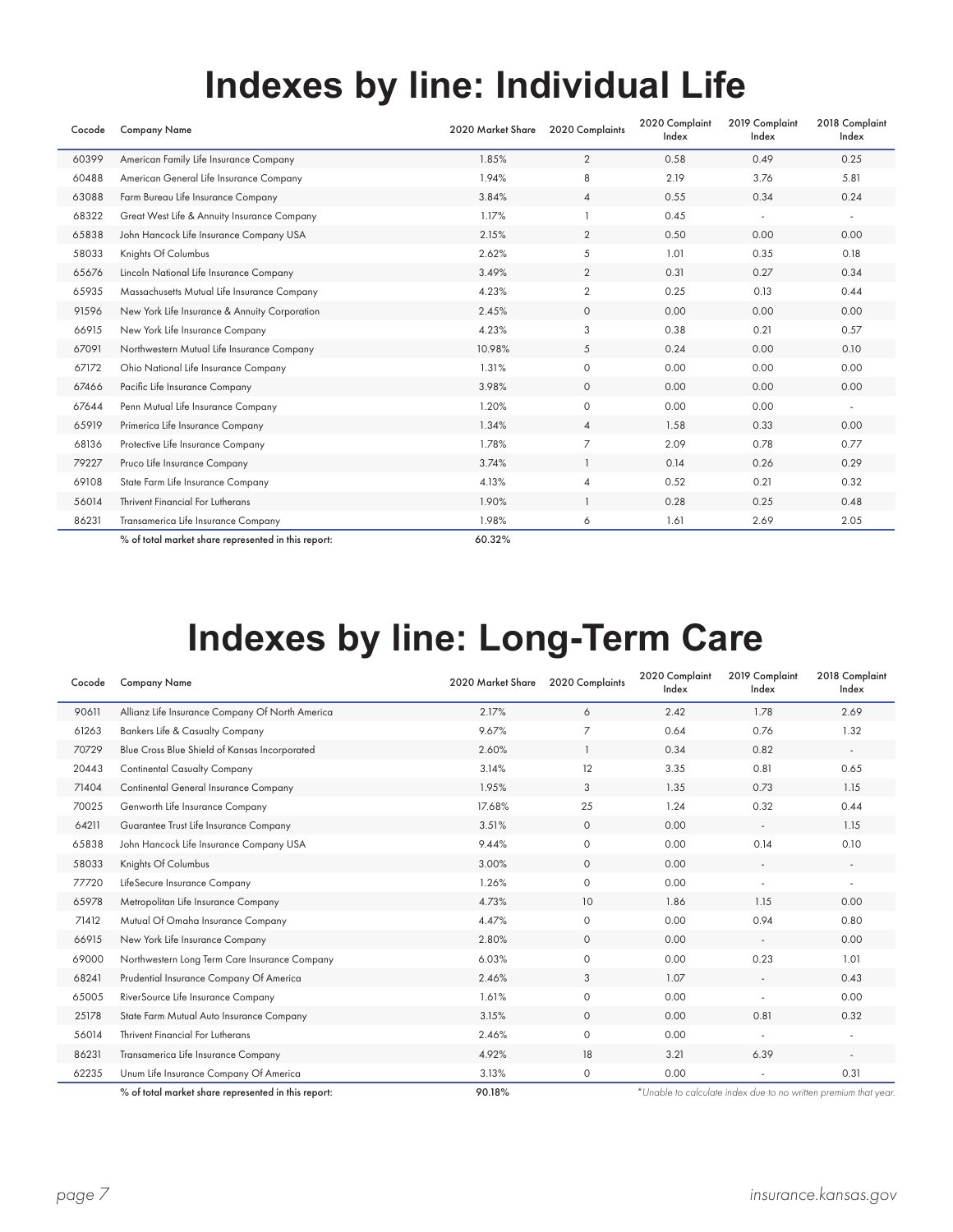# Indexes by line: Individual Life

| Cocode | Company Name | 2020 Market Share | 2020 Complaints | 2020 Complaint Index | 2019 Complaint Index | 2018 Complaint Index |
|---|---|---|---|---|---|---|
| 60399 | American Family Life Insurance Company | 1.85% | 2 | 0.58 | 0.49 | 0.25 |
| 60488 | American General Life Insurance Company | 1.94% | 8 | 2.19 | 3.76 | 5.81 |
| 63088 | Farm Bureau Life Insurance Company | 3.84% | 4 | 0.55 | 0.34 | 0.24 |
| 68322 | Great West Life & Annuity Insurance Company | 1.17% | 1 | 0.45 | - | - |
| 65838 | John Hancock Life Insurance Company USA | 2.15% | 2 | 0.50 | 0.00 | 0.00 |
| 58033 | Knights Of Columbus | 2.62% | 5 | 1.01 | 0.35 | 0.18 |
| 65676 | Lincoln National Life Insurance Company | 3.49% | 2 | 0.31 | 0.27 | 0.34 |
| 65935 | Massachusetts Mutual Life Insurance Company | 4.23% | 2 | 0.25 | 0.13 | 0.44 |
| 91596 | New York Life Insurance & Annuity Corporation | 2.45% | 0 | 0.00 | 0.00 | 0.00 |
| 66915 | New York Life Insurance Company | 4.23% | 3 | 0.38 | 0.21 | 0.57 |
| 67091 | Northwestern Mutual Life Insurance Company | 10.98% | 5 | 0.24 | 0.00 | 0.10 |
| 67172 | Ohio National Life Insurance Company | 1.31% | 0 | 0.00 | 0.00 | 0.00 |
| 67466 | Pacific Life Insurance Company | 3.98% | 0 | 0.00 | 0.00 | 0.00 |
| 67644 | Penn Mutual Life Insurance Company | 1.20% | 0 | 0.00 | 0.00 | - |
| 65919 | Primerica Life Insurance Company | 1.34% | 4 | 1.58 | 0.33 | 0.00 |
| 68136 | Protective Life Insurance Company | 1.78% | 7 | 2.09 | 0.78 | 0.77 |
| 79227 | Pruco Life Insurance Company | 3.74% | 1 | 0.14 | 0.26 | 0.29 |
| 69108 | State Farm Life Insurance Company | 4.13% | 4 | 0.52 | 0.21 | 0.32 |
| 56014 | Thrivent Financial For Lutherans | 1.90% | 1 | 0.28 | 0.25 | 0.48 |
| 86231 | Transamerica Life Insurance Company | 1.98% | 6 | 1.61 | 2.69 | 2.05 |
| | % of total market share represented in this report: | 60.32% | | | | |

# Indexes by line: Long-Term Care

| Cocode | Company Name | 2020 Market Share | 2020 Complaints | 2020 Complaint Index | 2019 Complaint Index | 2018 Complaint Index |
|---|---|---|---|---|---|---|
| 90611 | Allianz Life Insurance Company Of North America | 2.17% | 6 | 2.42 | 1.78 | 2.69 |
| 61263 | Bankers Life & Casualty Company | 9.67% | 7 | 0.64 | 0.76 | 1.32 |
| 70729 | Blue Cross Blue Shield of Kansas Incorporated | 2.60% | 1 | 0.34 | 0.82 | - |
| 20443 | Continental Casualty Company | 3.14% | 12 | 3.35 | 0.81 | 0.65 |
| 71404 | Continental General Insurance Company | 1.95% | 3 | 1.35 | 0.73 | 1.15 |
| 70025 | Genworth Life Insurance Company | 17.68% | 25 | 1.24 | 0.32 | 0.44 |
| 64211 | Guarantee Trust Life Insurance Company | 3.51% | 0 | 0.00 | - | 1.15 |
| 65838 | John Hancock Life Insurance Company USA | 9.44% | 0 | 0.00 | 0.14 | 0.10 |
| 58033 | Knights Of Columbus | 3.00% | 0 | 0.00 | - | - |
| 77720 | LifeSecure Insurance Company | 1.26% | 0 | 0.00 | - | - |
| 65978 | Metropolitan Life Insurance Company | 4.73% | 10 | 1.86 | 1.15 | 0.00 |
| 71412 | Mutual Of Omaha Insurance Company | 4.47% | 0 | 0.00 | 0.94 | 0.80 |
| 66915 | New York Life Insurance Company | 2.80% | 0 | 0.00 | - | 0.00 |
| 69000 | Northwestern Long Term Care Insurance Company | 6.03% | 0 | 0.00 | 0.23 | 1.01 |
| 68241 | Prudential Insurance Company Of America | 2.46% | 3 | 1.07 | - | 0.43 |
| 65005 | RiverSource Life Insurance Company | 1.61% | 0 | 0.00 | - | 0.00 |
| 25178 | State Farm Mutual Auto Insurance Company | 3.15% | 0 | 0.00 | 0.81 | 0.32 |
| 56014 | Thrivent Financial For Lutherans | 2.46% | 0 | 0.00 | - | - |
| 86231 | Transamerica Life Insurance Company | 4.92% | 18 | 3.21 | 6.39 | - |
| 62235 | Unum Life Insurance Company Of America | 3.13% | 0 | 0.00 | - | 0.31 |
| | % of total market share represented in this report: | 90.18% | | | | |

*Unable to calculate index due to no written premium that year.*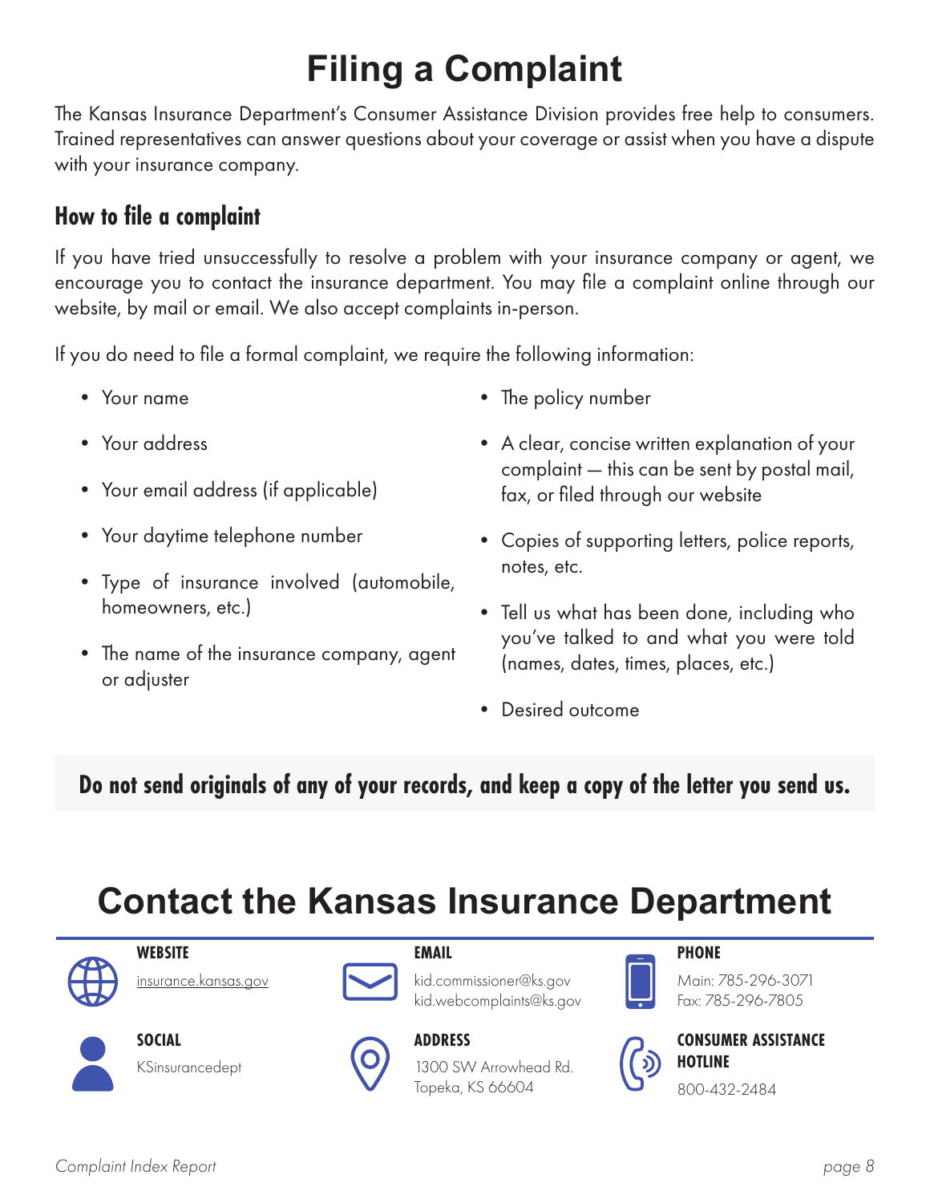# Filing a Complaint

The Kansas Insurance Department's Consumer Assistance Division provides free help to consumers. Trained representatives can answer questions about your coverage or assist when you have a dispute with your insurance company.

## How to file a complaint

If you have tried unsuccessfully to resolve a problem with your insurance company or agent, we encourage you to contact the insurance department. You may file a complaint online through our website, by mail or email. We also accept complaints in-person.

If you do need to file a formal complaint, we require the following information:

- Your name
- Your address
- Your email address (if applicable)
- Your daytime telephone number
- Type of insurance involved (automobile, homeowners, etc.)
- The name of the insurance company, agent or adjuster
- The policy number
- A clear, concise written explanation of your complaint — this can be sent by postal mail, fax, or filed through our website
- Copies of supporting letters, police reports, notes, etc.
- Tell us what has been done, including who you've talked to and what you were told (names, dates, times, places, etc.)
- Desired outcome

**Do not send originals of any of your records, and keep a copy of the letter you send us.**

# Contact the Kansas Insurance Department

**WEBSITE**
insurance.kansas.gov

**EMAIL**
kid.commissioner@ks.gov
kid.webcomplaints@ks.gov

**PHONE**
Main: 785-296-3071
Fax: 785-296-7805

**SOCIAL**
KSinsurancedept

**ADDRESS**
1300 SW Arrowhead Rd.
Topeka, KS 66604

**CONSUMER ASSISTANCE HOTLINE**
800-432-2484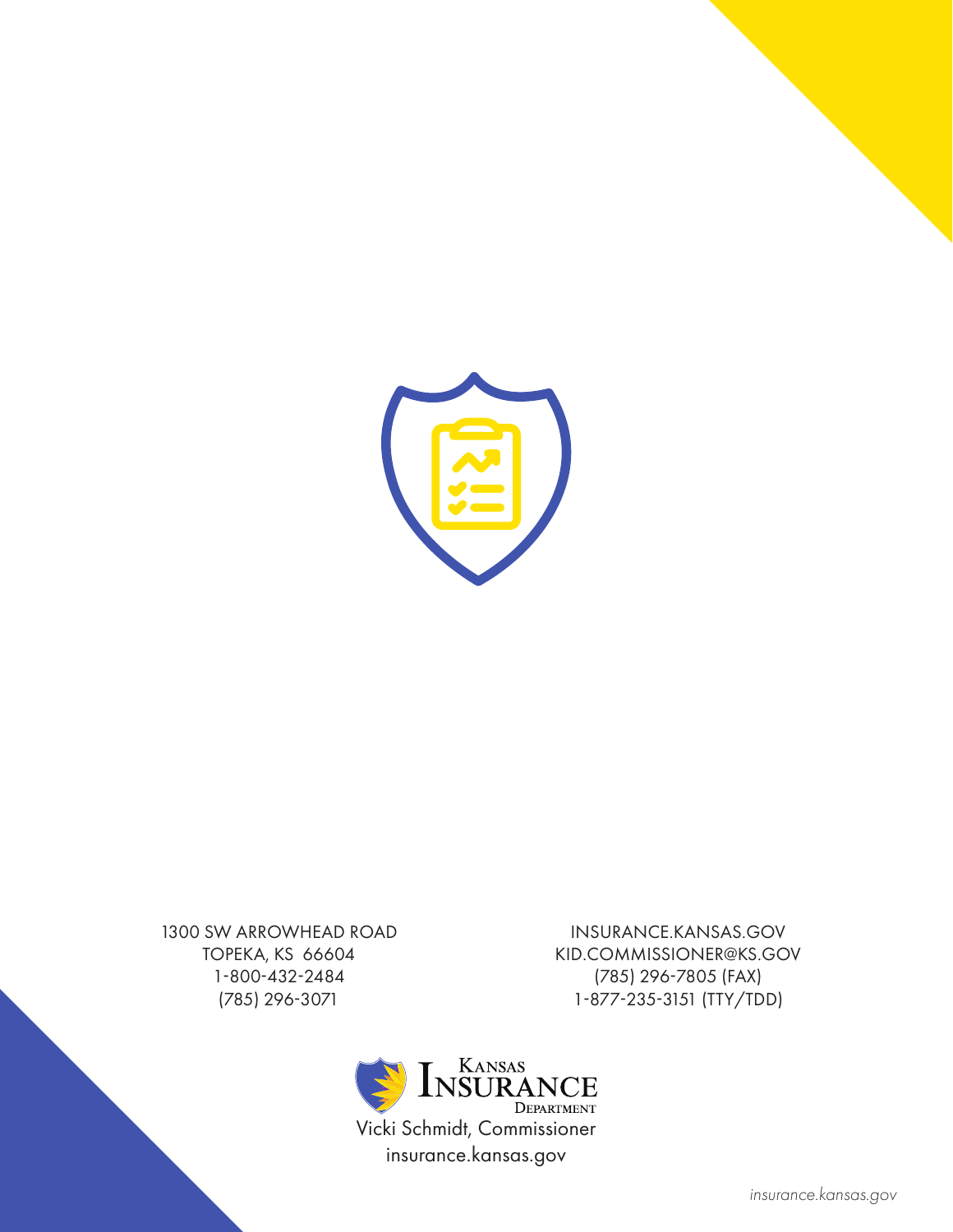1300 SW ARROWHEAD ROAD
TOPEKA, KS 66604
1-800-432-2484
(785) 296-3071

INSURANCE.KANSAS.GOV
KID.COMMISSIONER@KS.GOV
(785) 296-7805 (FAX)
1-877-235-3151 (TTY/TDD)

KANSAS INSURANCE DEPARTMENT
Vicki Schmidt, Commissioner
insurance.kansas.gov